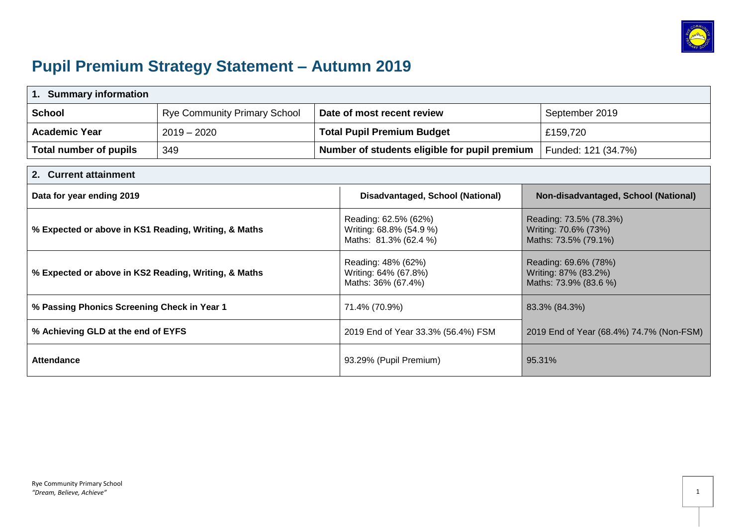# Pupil Premium Strategy Statement – Autumn 2019

| 1. Summary information | | | |
|---|---|---|---|
| **School** | Rye Community Primary School | **Date of most recent review** | September 2019 |
| **Academic Year** | 2019 – 2020 | **Total Pupil Premium Budget** | £159,720 |
| **Total number of pupils** | 349 | **Number of students eligible for pupil premium** | Funded: 121 (34.7%) |

| 2. Current attainment | | |
|---|---|---|
| **Data for year ending 2019** | **Disadvantaged, School (National)** | **Non-disadvantaged, School (National)** |
| **% Expected or above in KS1 Reading, Writing, & Maths** | Reading: 62.5% (62%)<br>Writing: 68.8% (54.9 %)<br>Maths: 81.3% (62.4 %) | Reading: 73.5% (78.3%)<br>Writing: 70.6% (73%)<br>Maths: 73.5% (79.1%) |
| **% Expected or above in KS2 Reading, Writing, & Maths** | Reading: 48% (62%)<br>Writing: 64% (67.8%)<br>Maths: 36% (67.4%) | Reading: 69.6% (78%)<br>Writing: 87% (83.2%)<br>Maths: 73.9% (83.6 %) |
| **% Passing Phonics Screening Check in Year 1** | 71.4% (70.9%) | 83.3% (84.3%) |
| **% Achieving GLD at the end of EYFS** | 2019 End of Year 33.3% (56.4%) FSM | 2019 End of Year (68.4%) 74.7% (Non-FSM) |
| **Attendance** | 93.29% (Pupil Premium) | 95.31% |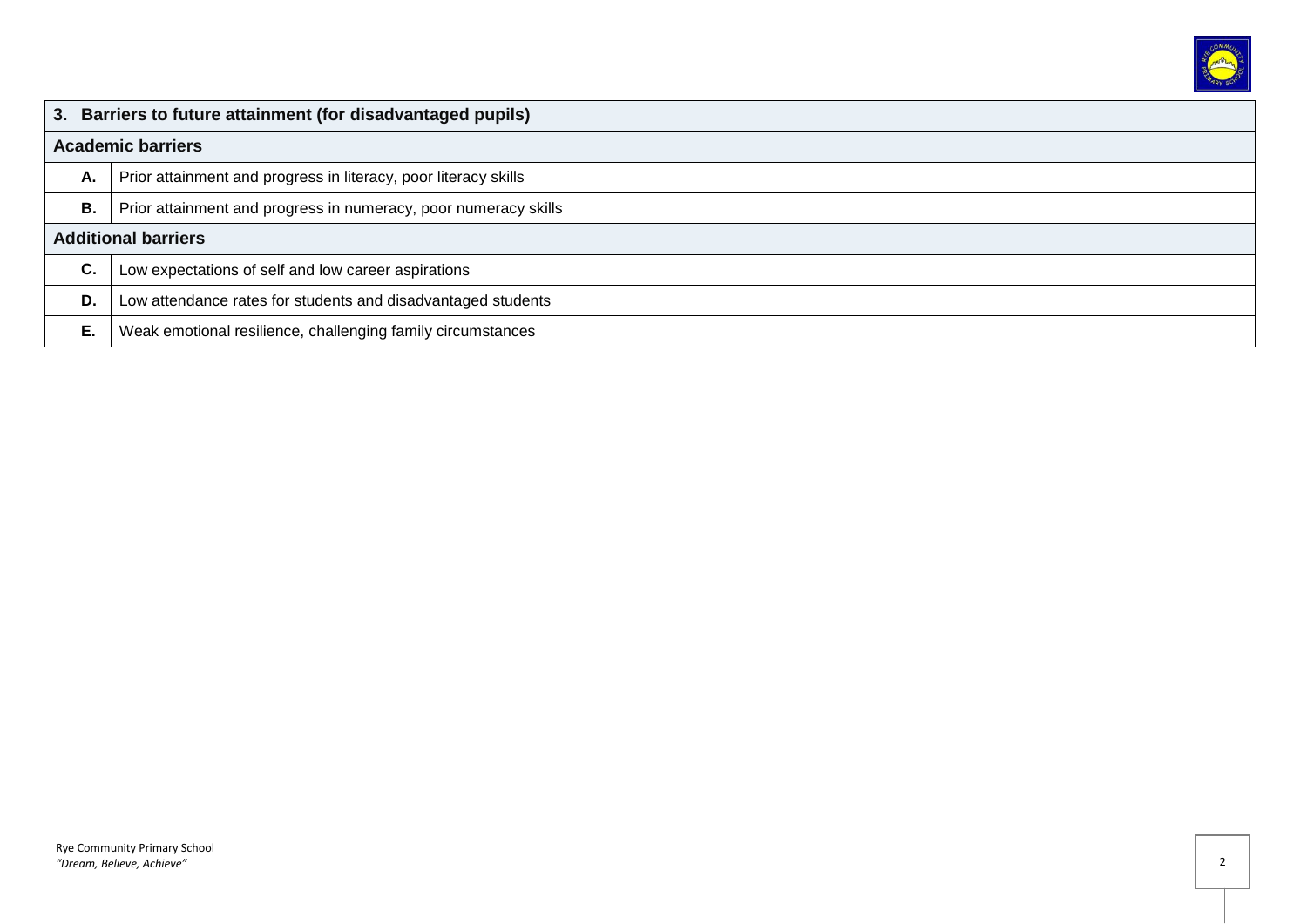| 3. Barriers to future attainment (for disadvantaged pupils) | |
|---|---|
| **Academic barriers** | |
| **A.** | Prior attainment and progress in literacy, poor literacy skills |
| **B.** | Prior attainment and progress in numeracy, poor numeracy skills |
| **Additional barriers** | |
| **C.** | Low expectations of self and low career aspirations |
| **D.** | Low attendance rates for students and disadvantaged students |
| **E.** | Weak emotional resilience, challenging family circumstances |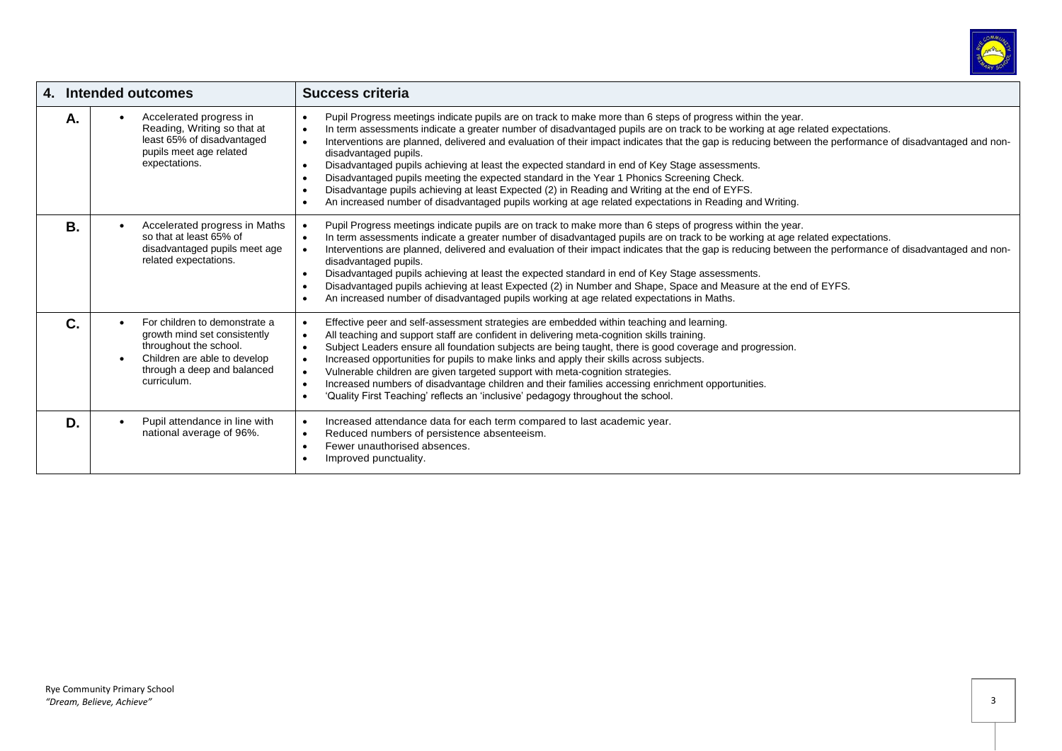| 4. Intended outcomes | | Success criteria |
|---|---|---|
| **A.** | • Accelerated progress in Reading, Writing so that at least 65% of disadvantaged pupils meet age related expectations. | • Pupil Progress meetings indicate pupils are on track to make more than 6 steps of progress within the year.<br>• In term assessments indicate a greater number of disadvantaged pupils are on track to be working at age related expectations.<br>• Interventions are planned, delivered and evaluation of their impact indicates that the gap is reducing between the performance of disadvantaged and non-disadvantaged pupils.<br>• Disadvantaged pupils achieving at least the expected standard in end of Key Stage assessments.<br>• Disadvantaged pupils meeting the expected standard in the Year 1 Phonics Screening Check.<br>• Disadvantage pupils achieving at least Expected (2) in Reading and Writing at the end of EYFS.<br>• An increased number of disadvantaged pupils working at age related expectations in Reading and Writing. |
| **B.** | • Accelerated progress in Maths so that at least 65% of disadvantaged pupils meet age related expectations. | • Pupil Progress meetings indicate pupils are on track to make more than 6 steps of progress within the year.<br>• In term assessments indicate a greater number of disadvantaged pupils are on track to be working at age related expectations.<br>• Interventions are planned, delivered and evaluation of their impact indicates that the gap is reducing between the performance of disadvantaged and non-disadvantaged pupils.<br>• Disadvantaged pupils achieving at least the expected standard in end of Key Stage assessments.<br>• Disadvantaged pupils achieving at least Expected (2) in Number and Shape, Space and Measure at the end of EYFS.<br>• An increased number of disadvantaged pupils working at age related expectations in Maths. |
| **C.** | • For children to demonstrate a growth mind set consistently throughout the school.<br>• Children are able to develop through a deep and balanced curriculum. | • Effective peer and self-assessment strategies are embedded within teaching and learning.<br>• All teaching and support staff are confident in delivering meta-cognition skills training.<br>• Subject Leaders ensure all foundation subjects are being taught, there is good coverage and progression.<br>• Increased opportunities for pupils to make links and apply their skills across subjects.<br>• Vulnerable children are given targeted support with meta-cognition strategies.<br>• Increased numbers of disadvantage children and their families accessing enrichment opportunities.<br>• 'Quality First Teaching' reflects an 'inclusive' pedagogy throughout the school. |
| **D.** | • Pupil attendance in line with national average of 96%. | • Increased attendance data for each term compared to last academic year.<br>• Reduced numbers of persistence absenteeism.<br>• Fewer unauthorised absences.<br>• Improved punctuality. |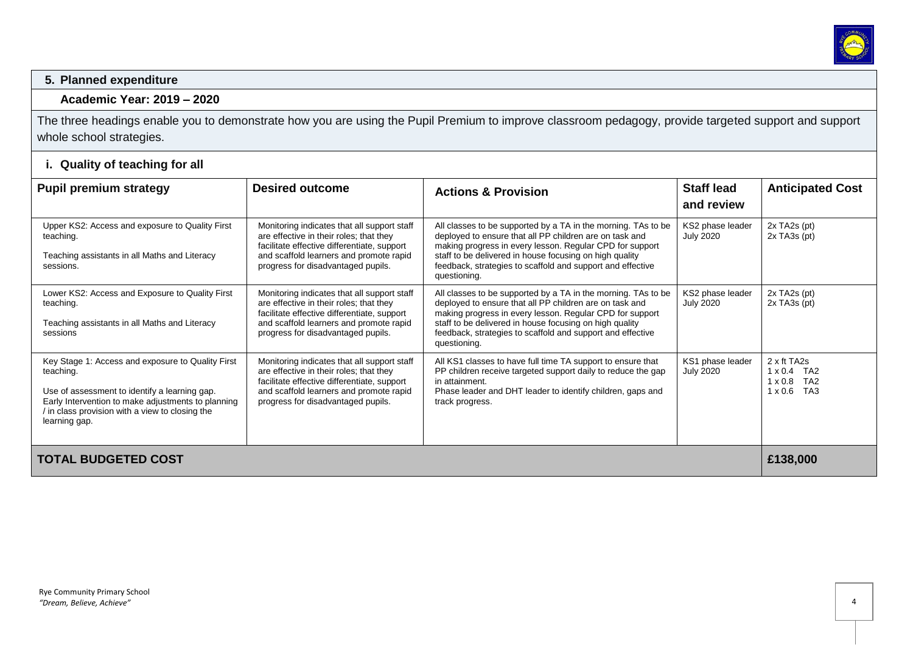## 5. Planned expenditure

### Academic Year: 2019 – 2020

The three headings enable you to demonstrate how you are using the Pupil Premium to improve classroom pedagogy, provide targeted support and support whole school strategies.

### i. Quality of teaching for all

| Pupil premium strategy | Desired outcome | Actions & Provision | Staff lead and review | Anticipated Cost |
|---|---|---|---|---|
| Upper KS2: Access and exposure to Quality First teaching.<br><br>Teaching assistants in all Maths and Literacy sessions. | Monitoring indicates that all support staff are effective in their roles; that they facilitate effective differentiate, support and scaffold learners and promote rapid progress for disadvantaged pupils. | All classes to be supported by a TA in the morning. TAs to be deployed to ensure that all PP children are on task and making progress in every lesson. Regular CPD for support staff to be delivered in house focusing on high quality feedback, strategies to scaffold and support and effective questioning. | KS2 phase leader July 2020 | 2x TA2s (pt)<br>2x TA3s (pt) |
| Lower KS2: Access and Exposure to Quality First teaching.<br><br>Teaching assistants in all Maths and Literacy sessions | Monitoring indicates that all support staff are effective in their roles; that they facilitate effective differentiate, support and scaffold learners and promote rapid progress for disadvantaged pupils. | All classes to be supported by a TA in the morning. TAs to be deployed to ensure that all PP children are on task and making progress in every lesson. Regular CPD for support staff to be delivered in house focusing on high quality feedback, strategies to scaffold and support and effective questioning. | KS2 phase leader July 2020 | 2x TA2s (pt)<br>2x TA3s (pt) |
| Key Stage 1: Access and exposure to Quality First teaching.<br><br>Use of assessment to identify a learning gap. Early Intervention to make adjustments to planning / in class provision with a view to closing the learning gap. | Monitoring indicates that all support staff are effective in their roles; that they facilitate effective differentiate, support and scaffold learners and promote rapid progress for disadvantaged pupils. | All KS1 classes to have full time TA support to ensure that PP children receive targeted support daily to reduce the gap in attainment.<br>Phase leader and DHT leader to identify children, gaps and track progress. | KS1 phase leader July 2020 | 2 x ft TA2s<br>1 x 0.4 TA2<br>1 x 0.8 TA2<br>1 x 0.6 TA3 |
| **TOTAL BUDGETED COST** | | | | **£138,000** |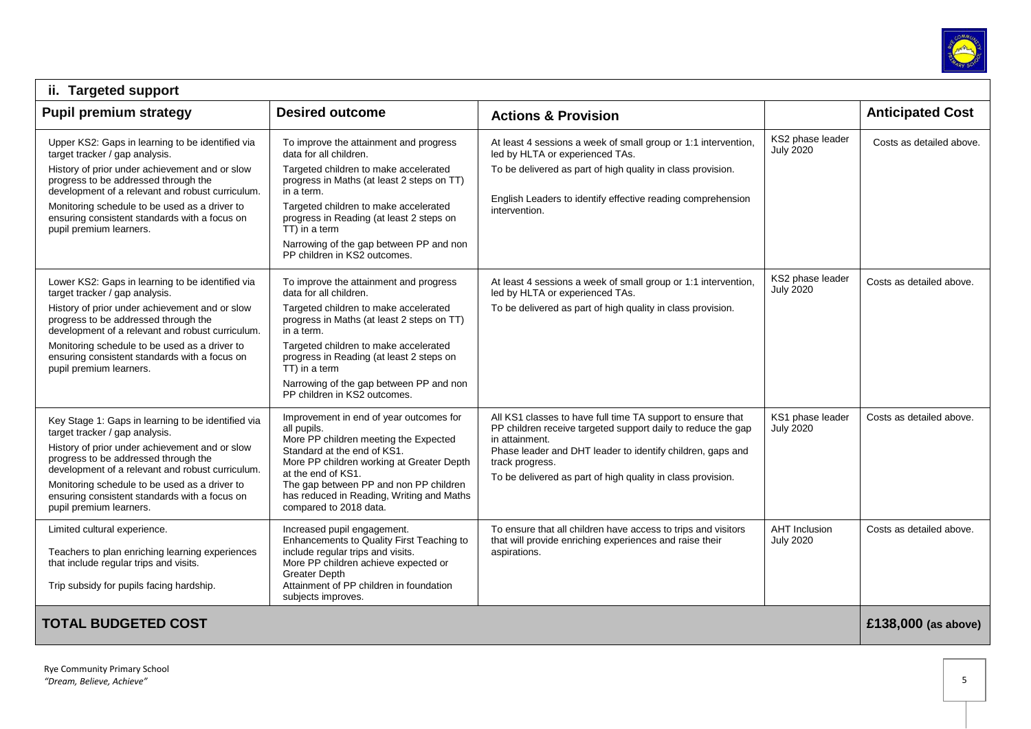## ii. Targeted support

| Pupil premium strategy | Desired outcome | Actions & Provision | | Anticipated Cost |
|---|---|---|---|---|
| Upper KS2: Gaps in learning to be identified via target tracker / gap analysis.<br>History of prior under achievement and or slow progress to be addressed through the development of a relevant and robust curriculum.<br>Monitoring schedule to be used as a driver to ensuring consistent standards with a focus on pupil premium learners. | To improve the attainment and progress data for all children.<br>Targeted children to make accelerated progress in Maths (at least 2 steps on TT) in a term.<br>Targeted children to make accelerated progress in Reading (at least 2 steps on TT) in a term<br>Narrowing of the gap between PP and non PP children in KS2 outcomes. | At least 4 sessions a week of small group or 1:1 intervention, led by HLTA or experienced TAs.<br>To be delivered as part of high quality in class provision.<br>English Leaders to identify effective reading comprehension intervention. | KS2 phase leader<br>July 2020 | Costs as detailed above. |
| Lower KS2: Gaps in learning to be identified via target tracker / gap analysis.<br>History of prior under achievement and or slow progress to be addressed through the development of a relevant and robust curriculum.<br>Monitoring schedule to be used as a driver to ensuring consistent standards with a focus on pupil premium learners. | To improve the attainment and progress data for all children.<br>Targeted children to make accelerated progress in Maths (at least 2 steps on TT) in a term.<br>Targeted children to make accelerated progress in Reading (at least 2 steps on TT) in a term<br>Narrowing of the gap between PP and non PP children in KS2 outcomes. | At least 4 sessions a week of small group or 1:1 intervention, led by HLTA or experienced TAs.<br>To be delivered as part of high quality in class provision. | KS2 phase leader<br>July 2020 | Costs as detailed above. |
| Key Stage 1: Gaps in learning to be identified via target tracker / gap analysis.<br>History of prior under achievement and or slow progress to be addressed through the development of a relevant and robust curriculum.<br>Monitoring schedule to be used as a driver to ensuring consistent standards with a focus on pupil premium learners. | Improvement in end of year outcomes for all pupils.<br>More PP children meeting the Expected Standard at the end of KS1.<br>More PP children working at Greater Depth at the end of KS1.<br>The gap between PP and non PP children has reduced in Reading, Writing and Maths compared to 2018 data. | All KS1 classes to have full time TA support to ensure that PP children receive targeted support daily to reduce the gap in attainment.<br>Phase leader and DHT leader to identify children, gaps and track progress.<br>To be delivered as part of high quality in class provision. | KS1 phase leader<br>July 2020 | Costs as detailed above. |
| Limited cultural experience.<br>Teachers to plan enriching learning experiences that include regular trips and visits.<br>Trip subsidy for pupils facing hardship. | Increased pupil engagement.<br>Enhancements to Quality First Teaching to include regular trips and visits.<br>More PP children achieve expected or Greater Depth<br>Attainment of PP children in foundation subjects improves. | To ensure that all children have access to trips and visitors that will provide enriching experiences and raise their aspirations. | AHT Inclusion<br>July 2020 | Costs as detailed above. |
| **TOTAL BUDGETED COST** | | | | **£138,000 (as above)** |

Rye Community Primary School
*"Dream, Believe, Achieve"*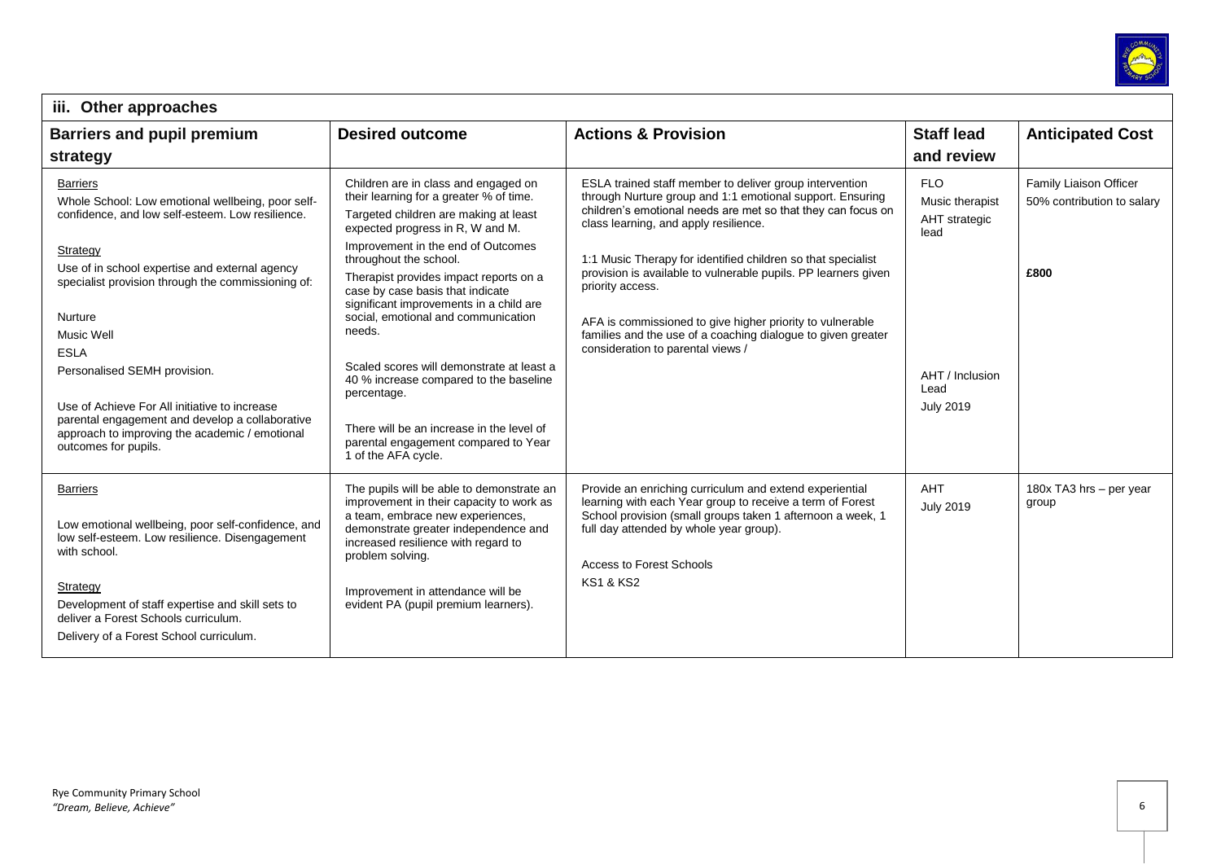### iii. Other approaches

| Barriers and pupil premium strategy | Desired outcome | Actions & Provision | Staff lead and review | Anticipated Cost |
|---|---|---|---|---|
| Barriers<br>Whole School: Low emotional wellbeing, poor self-confidence, and low self-esteem. Low resilience.<br><br>Strategy<br>Use of in school expertise and external agency specialist provision through the commissioning of:<br><br>Nurture<br>Music Well<br>ESLA<br>Personalised SEMH provision.<br><br>Use of Achieve For All initiative to increase parental engagement and develop a collaborative approach to improving the academic / emotional outcomes for pupils. | Children are in class and engaged on their learning for a greater % of time.<br>Targeted children are making at least expected progress in R, W and M.<br>Improvement in the end of Outcomes throughout the school.<br>Therapist provides impact reports on a case by case basis that indicate significant improvements in a child are social, emotional and communication needs.<br><br>Scaled scores will demonstrate at least a 40 % increase compared to the baseline percentage.<br><br>There will be an increase in the level of parental engagement compared to Year 1 of the AFA cycle. | ESLA trained staff member to deliver group intervention through Nurture group and 1:1 emotional support. Ensuring children's emotional needs are met so that they can focus on class learning, and apply resilience.<br><br>1:1 Music Therapy for identified children so that specialist provision is available to vulnerable pupils. PP learners given priority access.<br><br>AFA is commissioned to give higher priority to vulnerable families and the use of a coaching dialogue to given greater consideration to parental views / | FLO<br>Music therapist<br>AHT strategic lead<br><br>AHT / Inclusion Lead<br>July 2019 | Family Liaison Officer 50% contribution to salary<br><br>**£800** |
| Barriers<br><br>Low emotional wellbeing, poor self-confidence, and low self-esteem. Low resilience. Disengagement with school.<br><br>Strategy<br>Development of staff expertise and skill sets to deliver a Forest Schools curriculum.<br>Delivery of a Forest School curriculum. | The pupils will be able to demonstrate an improvement in their capacity to work as a team, embrace new experiences, demonstrate greater independence and increased resilience with regard to problem solving.<br><br>Improvement in attendance will be evident PA (pupil premium learners). | Provide an enriching curriculum and extend experiential learning with each Year group to receive a term of Forest School provision (small groups taken 1 afternoon a week, 1 full day attended by whole year group).<br><br>Access to Forest Schools<br>KS1 & KS2 | AHT<br>July 2019 | 180x TA3 hrs – per year group |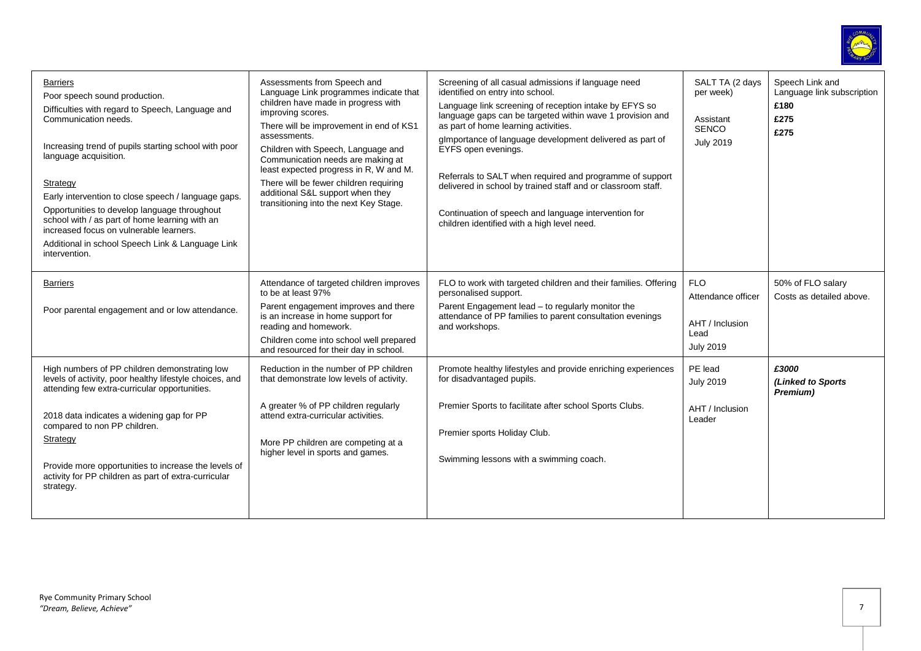| | | | | |
|---|---|---|---|---|
| Barriers<br>Poor speech sound production.<br>Difficulties with regard to Speech, Language and Communication needs.<br><br>Increasing trend of pupils starting school with poor language acquisition.<br><br>Strategy<br>Early intervention to close speech / language gaps.<br>Opportunities to develop language throughout school with / as part of home learning with an increased focus on vulnerable learners.<br>Additional in school Speech Link & Language Link intervention. | Assessments from Speech and Language Link programmes indicate that children have made in progress with improving scores.<br>There will be improvement in end of KS1 assessments.<br>Children with Speech, Language and Communication needs are making at least expected progress in R, W and M.<br>There will be fewer children requiring additional S&L support when they transitioning into the next Key Stage. | Screening of all casual admissions if language need identified on entry into school.<br>Language link screening of reception intake by EFYS so language gaps can be targeted within wave 1 provision and as part of home learning activities.<br>gImportance of language development delivered as part of EYFS open evenings.<br><br>Referrals to SALT when required and programme of support delivered in school by trained staff and or classroom staff.<br><br>Continuation of speech and language intervention for children identified with a high level need. | SALT TA (2 days per week)<br><br>Assistant SENCO<br>July 2019 | Speech Link and Language link subscription<br>**£180**<br>**£275**<br>**£275** |
| Barriers<br><br>Poor parental engagement and or low attendance. | Attendance of targeted children improves to be at least 97%<br>Parent engagement improves and there is an increase in home support for reading and homework.<br>Children come into school well prepared and resourced for their day in school. | FLO to work with targeted children and their families. Offering personalised support.<br>Parent Engagement lead – to regularly monitor the attendance of PP families to parent consultation evenings and workshops. | FLO<br>Attendance officer<br><br>AHT / Inclusion Lead<br>July 2019 | 50% of FLO salary<br>Costs as detailed above. |
| High numbers of PP children demonstrating low levels of activity, poor healthy lifestyle choices, and attending few extra-curricular opportunities.<br><br>2018 data indicates a widening gap for PP compared to non PP children.<br>Strategy<br><br>Provide more opportunities to increase the levels of activity for PP children as part of extra-curricular strategy. | Reduction in the number of PP children that demonstrate low levels of activity.<br><br>A greater % of PP children regularly attend extra-curricular activities.<br><br>More PP children are competing at a higher level in sports and games. | Promote healthy lifestyles and provide enriching experiences for disadvantaged pupils.<br><br>Premier Sports to facilitate after school Sports Clubs.<br><br>Premier sports Holiday Club.<br><br>Swimming lessons with a swimming coach. | PE lead<br>July 2019<br><br>AHT / Inclusion Leader | ***£3000***<br>***(Linked to Sports Premium)*** |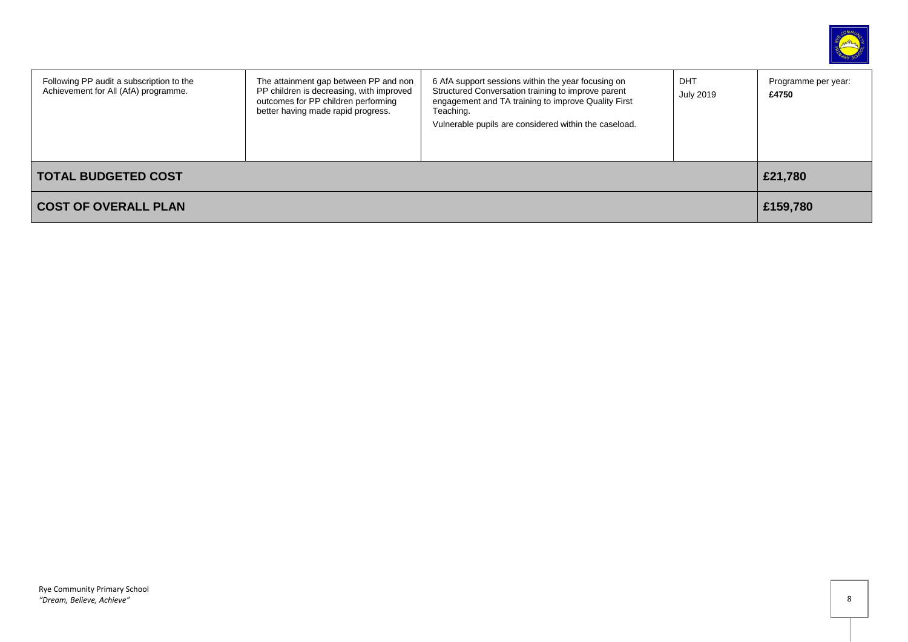| | | | | |
|---|---|---|---|---|
| Following PP audit a subscription to the Achievement for All (AfA) programme. | The attainment gap between PP and non PP children is decreasing, with improved outcomes for PP children performing better having made rapid progress. | 6 AfA support sessions within the year focusing on Structured Conversation training to improve parent engagement and TA training to improve Quality First Teaching.<br>Vulnerable pupils are considered within the caseload. | DHT<br>July 2019 | Programme per year: **£4750** |
| **TOTAL BUDGETED COST** | | | | **£21,780** |
| **COST OF OVERALL PLAN** | | | | **£159,780** |

Rye Community Primary School
*"Dream, Believe, Achieve"*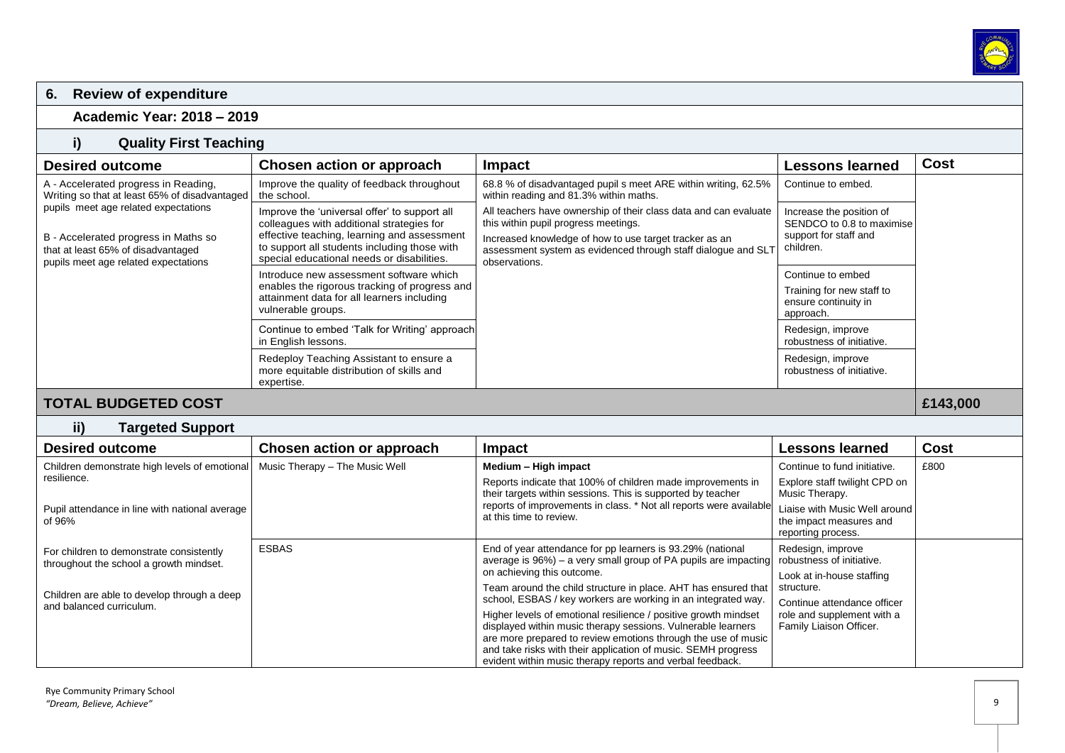## 6. Review of expenditure

### Academic Year: 2018 – 2019

#### i) Quality First Teaching

| Desired outcome | Chosen action or approach | Impact | Lessons learned | Cost |
|---|---|---|---|---|
| A - Accelerated progress in Reading, Writing so that at least 65% of disadvantaged pupils meet age related expectations<br><br>B - Accelerated progress in Maths so that at least 65% of disadvantaged pupils meet age related expectations | Improve the quality of feedback throughout the school. | 68.8 % of disadvantaged pupil s meet ARE within writing, 62.5% within reading and 81.3% within maths. | Continue to embed. | |
| | Improve the 'universal offer' to support all colleagues with additional strategies for effective teaching, learning and assessment to support all students including those with special educational needs or disabilities. | All teachers have ownership of their class data and can evaluate this within pupil progress meetings.<br><br>Increased knowledge of how to use target tracker as an assessment system as evidenced through staff dialogue and SLT observations. | Increase the position of SENDCO to 0.8 to maximise support for staff and children. | |
| | Introduce new assessment software which enables the rigorous tracking of progress and attainment data for all learners including vulnerable groups. | | Continue to embed<br><br>Training for new staff to ensure continuity in approach. | |
| | Continue to embed 'Talk for Writing' approach in English lessons. | | Redesign, improve robustness of initiative. | |
| | Redeploy Teaching Assistant to ensure a more equitable distribution of skills and expertise. | | Redesign, improve robustness of initiative. | |
| **TOTAL BUDGETED COST** | | | | **£143,000** |

#### ii) Targeted Support

| Desired outcome | Chosen action or approach | Impact | Lessons learned | Cost |
|---|---|---|---|---|
| Children demonstrate high levels of emotional resilience.<br><br>Pupil attendance in line with national average of 96% | Music Therapy – The Music Well | **Medium – High impact**<br><br>Reports indicate that 100% of children made improvements in their targets within sessions. This is supported by teacher reports of improvements in class. * Not all reports were available at this time to review. | Continue to fund initiative.<br><br>Explore staff twilight CPD on Music Therapy.<br><br>Liaise with Music Well around the impact measures and reporting process. | £800 |
| For children to demonstrate consistently throughout the school a growth mindset.<br><br>Children are able to develop through a deep and balanced curriculum. | ESBAS | End of year attendance for pp learners is 93.29% (national average is 96%) – a very small group of PA pupils are impacting on achieving this outcome.<br><br>Team around the child structure in place. AHT has ensured that school, ESBAS / key workers are working in an integrated way.<br><br>Higher levels of emotional resilience / positive growth mindset displayed within music therapy sessions. Vulnerable learners are more prepared to review emotions through the use of music and take risks with their application of music. SEMH progress evident within music therapy reports and verbal feedback. | Redesign, improve robustness of initiative.<br><br>Look at in-house staffing structure.<br><br>Continue attendance officer role and supplement with a Family Liaison Officer. | |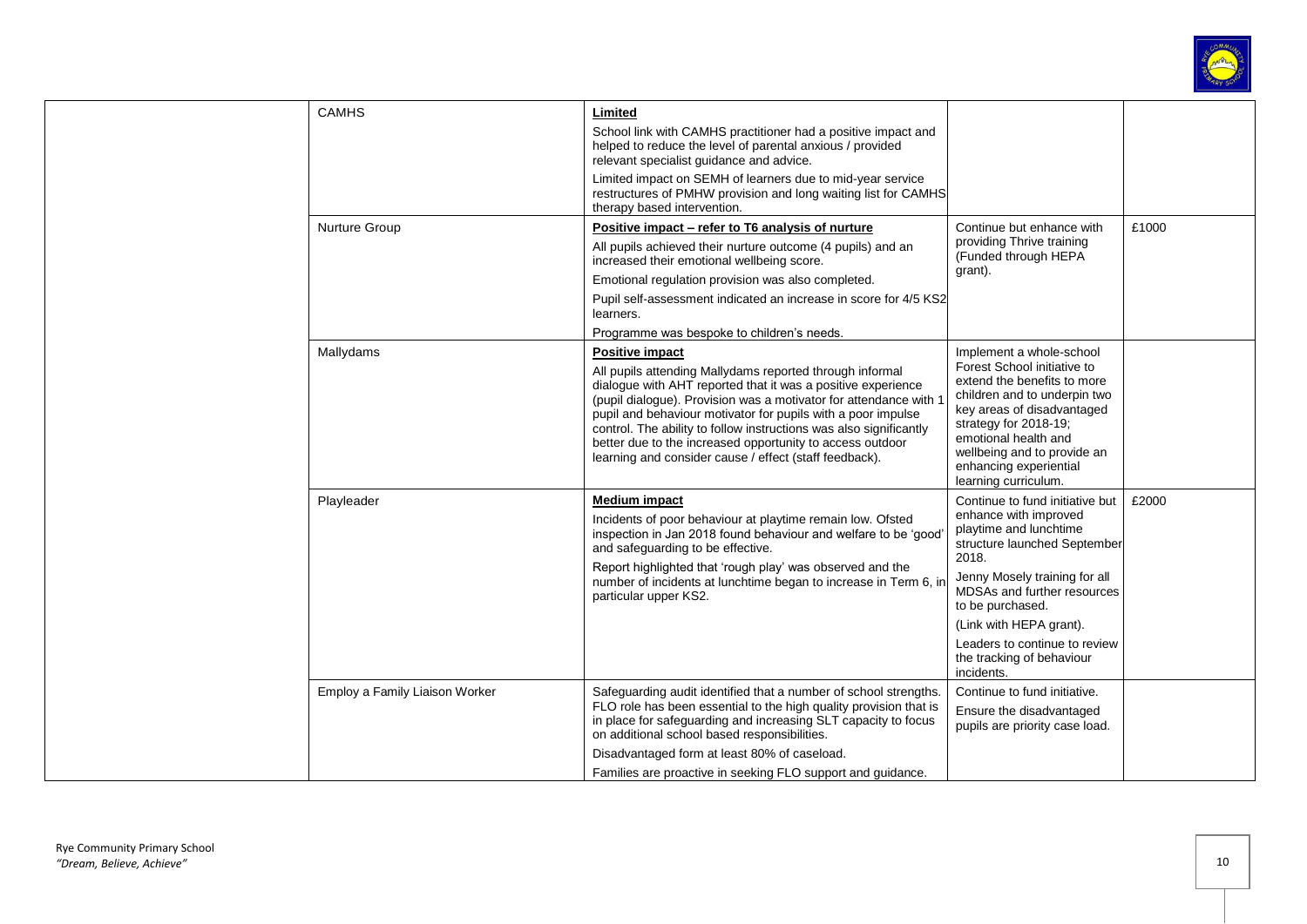| | | | | |
|---|---|---|---|---|
| | CAMHS | **Limited**<br>School link with CAMHS practitioner had a positive impact and helped to reduce the level of parental anxious / provided relevant specialist guidance and advice.<br>Limited impact on SEMH of learners due to mid-year service restructures of PMHW provision and long waiting list for CAMHS therapy based intervention. | | |
| | Nurture Group | **Positive impact – refer to T6 analysis of nurture**<br>All pupils achieved their nurture outcome (4 pupils) and an increased their emotional wellbeing score.<br>Emotional regulation provision was also completed.<br>Pupil self-assessment indicated an increase in score for 4/5 KS2 learners.<br>Programme was bespoke to children's needs. | Continue but enhance with providing Thrive training (Funded through HEPA grant). | £1000 |
| | Mallydams | **Positive impact**<br>All pupils attending Mallydams reported through informal dialogue with AHT reported that it was a positive experience (pupil dialogue). Provision was a motivator for attendance with 1 pupil and behaviour motivator for pupils with a poor impulse control. The ability to follow instructions was also significantly better due to the increased opportunity to access outdoor learning and consider cause / effect (staff feedback). | Implement a whole-school Forest School initiative to extend the benefits to more children and to underpin two key areas of disadvantaged strategy for 2018-19; emotional health and wellbeing and to provide an enhancing experiential learning curriculum. | |
| | Playleader | **Medium impact**<br>Incidents of poor behaviour at playtime remain low. Ofsted inspection in Jan 2018 found behaviour and welfare to be 'good' and safeguarding to be effective.<br>Report highlighted that 'rough play' was observed and the number of incidents at lunchtime began to increase in Term 6, in particular upper KS2. | Continue to fund initiative but enhance with improved playtime and lunchtime structure launched September 2018.<br>Jenny Mosely training for all MDSAs and further resources to be purchased.<br>(Link with HEPA grant).<br>Leaders to continue to review the tracking of behaviour incidents. | £2000 |
| | Employ a Family Liaison Worker | Safeguarding audit identified that a number of school strengths. FLO role has been essential to the high quality provision that is in place for safeguarding and increasing SLT capacity to focus on additional school based responsibilities.<br>Disadvantaged form at least 80% of caseload.<br>Families are proactive in seeking FLO support and guidance. | Continue to fund initiative.<br>Ensure the disadvantaged pupils are priority case load. | |

Rye Community Primary School
*"Dream, Believe, Achieve"*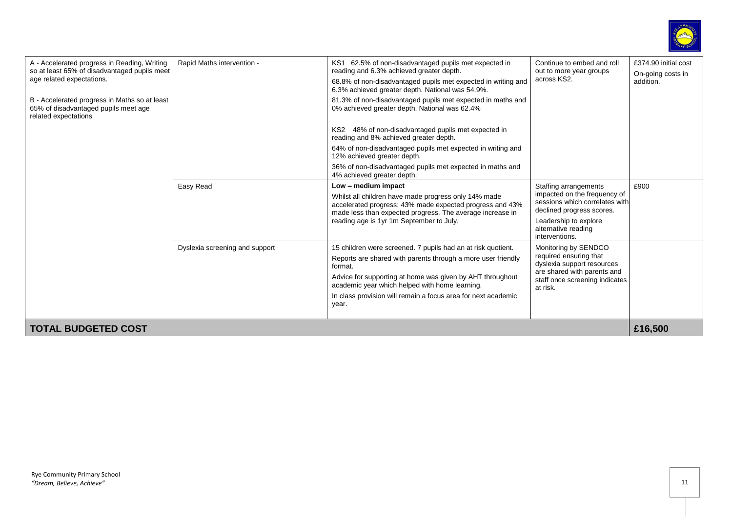| | | | | |
|---|---|---|---|---|
| A - Accelerated progress in Reading, Writing so at least 65% of disadvantaged pupils meet age related expectations.<br><br>B - Accelerated progress in Maths so at least 65% of disadvantaged pupils meet age related expectations | Rapid Maths intervention - | KS1 62.5% of non-disadvantaged pupils met expected in reading and 6.3% achieved greater depth.<br>68.8% of non-disadvantaged pupils met expected in writing and 6.3% achieved greater depth. National was 54.9%.<br>81.3% of non-disadvantaged pupils met expected in maths and 0% achieved greater depth. National was 62.4%<br><br>KS2 48% of non-disadvantaged pupils met expected in reading and 8% achieved greater depth.<br>64% of non-disadvantaged pupils met expected in writing and 12% achieved greater depth.<br>36% of non-disadvantaged pupils met expected in maths and 4% achieved greater depth. | Continue to embed and roll out to more year groups across KS2. | £374.90 initial cost<br>On-going costs in addition. |
| | Easy Read | **Low – medium impact**<br>Whilst all children have made progress only 14% made accelerated progress; 43% made expected progress and 43% made less than expected progress. The average increase in reading age is 1yr 1m September to July. | Staffing arrangements impacted on the frequency of sessions which correlates with declined progress scores.<br>Leadership to explore alternative reading interventions. | £900 |
| | Dyslexia screening and support | 15 children were screened. 7 pupils had an at risk quotient.<br>Reports are shared with parents through a more user friendly format.<br>Advice for supporting at home was given by AHT throughout academic year which helped with home learning.<br>In class provision will remain a focus area for next academic year. | Monitoring by SENDCO required ensuring that dyslexia support resources are shared with parents and staff once screening indicates at risk. | |
| **TOTAL BUDGETED COST** | | | | **£16,500** |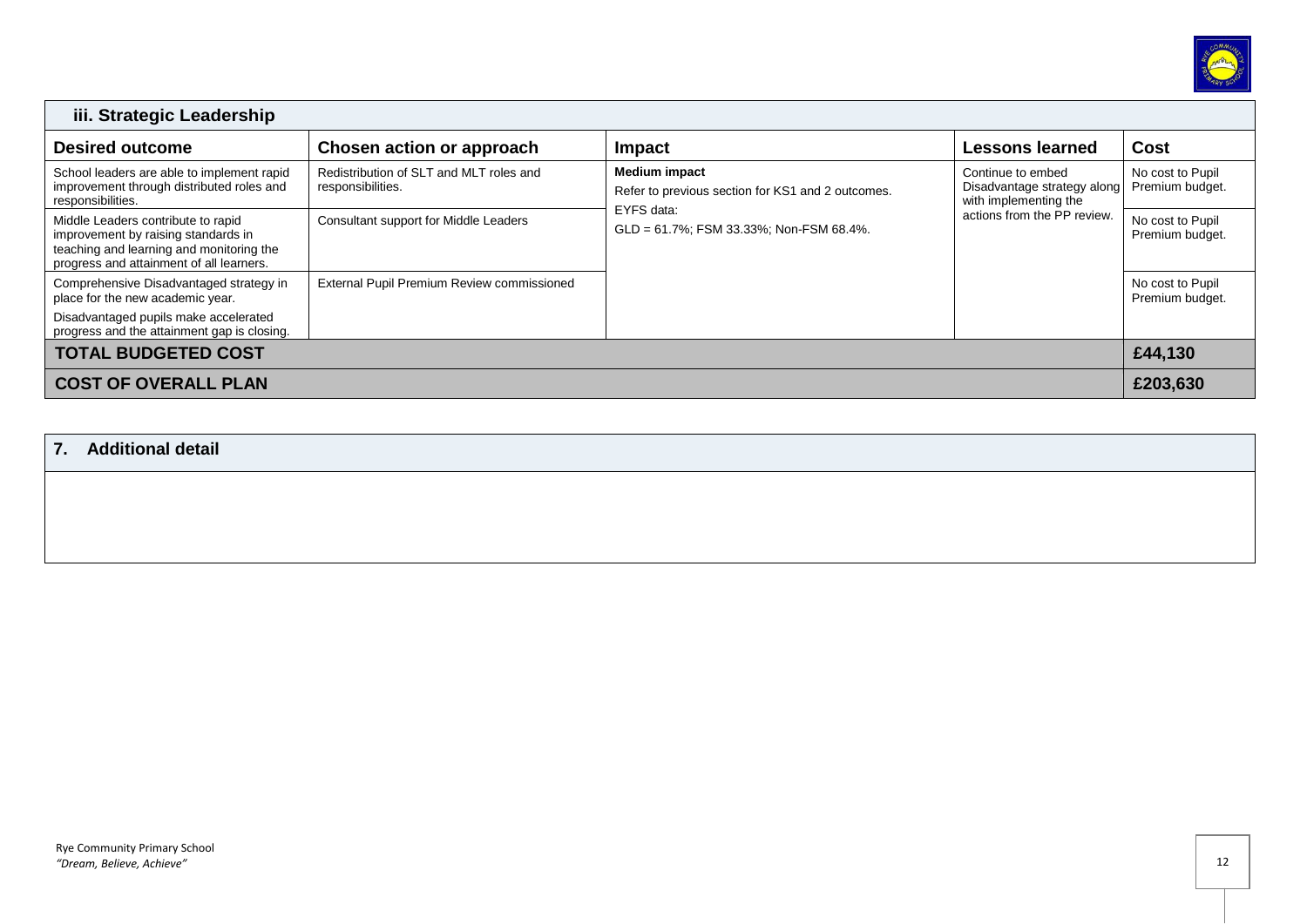| iii. Strategic Leadership | | | | |
|---|---|---|---|---|
| **Desired outcome** | **Chosen action or approach** | **Impact** | **Lessons learned** | **Cost** |
| School leaders are able to implement rapid improvement through distributed roles and responsibilities. | Redistribution of SLT and MLT roles and responsibilities. | **Medium impact**<br>Refer to previous section for KS1 and 2 outcomes.<br>EYFS data:<br>GLD = 61.7%; FSM 33.33%; Non-FSM 68.4%. | Continue to embed Disadvantage strategy along with implementing the actions from the PP review. | No cost to Pupil Premium budget. |
| Middle Leaders contribute to rapid improvement by raising standards in teaching and learning and monitoring the progress and attainment of all learners. | Consultant support for Middle Leaders | | | No cost to Pupil Premium budget. |
| Comprehensive Disadvantaged strategy in place for the new academic year.<br>Disadvantaged pupils make accelerated progress and the attainment gap is closing. | External Pupil Premium Review commissioned | | | No cost to Pupil Premium budget. |
| **TOTAL BUDGETED COST** | | | | **£44,130** |
| **COST OF OVERALL PLAN** | | | | **£203,630** |

## 7. Additional detail

Rye Community Primary School
*"Dream, Believe, Achieve"*